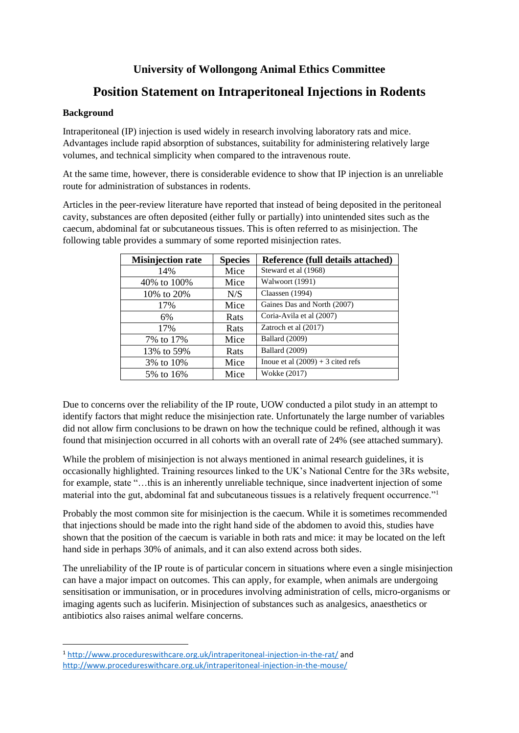# University of Wollongong Animal Ethics Committee

## Position Statement on Intraperitoneal Injections in Rodents

**Background**

Intraperitoneal (IP) injection is used widely in research involving laboratory rats and mice. Advantages include rapid absorption of substances, suitability for administering relatively large volumes, and technical simplicity when compared to the intravenous route.

At the same time, however, there is considerable evidence to show that IP injection is an unreliable route for administration of substances in rodents.

Articles in the peer-review literature have reported that instead of being deposited in the peritoneal cavity, substances are often deposited (either fully or partially) into unintended sites such as the caecum, abdominal fat or subcutaneous tissues. This is often referred to as misinjection. The following table provides a summary of some reported misinjection rates.

| Misinjection rate | Species | Reference (full details attached) |
|---|---|---|
| 14% | Mice | Steward et al (1968) |
| 40% to 100% | Mice | Walwoort (1991) |
| 10% to 20% | N/S | Claassen (1994) |
| 17% | Mice | Gaines Das and North (2007) |
| 6% | Rats | Coria-Avila et al (2007) |
| 17% | Rats | Zatroch et al (2017) |
| 7% to 17% | Mice | Ballard (2009) |
| 13% to 59% | Rats | Ballard (2009) |
| 3% to 10% | Mice | Inoue et al (2009) + 3 cited refs |
| 5% to 16% | Mice | Wokke (2017) |

Due to concerns over the reliability of the IP route, UOW conducted a pilot study in an attempt to identify factors that might reduce the misinjection rate. Unfortunately the large number of variables did not allow firm conclusions to be drawn on how the technique could be refined, although it was found that misinjection occurred in all cohorts with an overall rate of 24% (see attached summary).

While the problem of misinjection is not always mentioned in animal research guidelines, it is occasionally highlighted. Training resources linked to the UK's National Centre for the 3Rs website, for example, state "…this is an inherently unreliable technique, since inadvertent injection of some material into the gut, abdominal fat and subcutaneous tissues is a relatively frequent occurrence."[1]

Probably the most common site for misinjection is the caecum. While it is sometimes recommended that injections should be made into the right hand side of the abdomen to avoid this, studies have shown that the position of the caecum is variable in both rats and mice: it may be located on the left hand side in perhaps 30% of animals, and it can also extend across both sides.

The unreliability of the IP route is of particular concern in situations where even a single misinjection can have a major impact on outcomes. This can apply, for example, when animals are undergoing sensitisation or immunisation, or in procedures involving administration of cells, micro-organisms or imaging agents such as luciferin. Misinjection of substances such as analgesics, anaesthetics or antibiotics also raises animal welfare concerns.

[1] http://www.procedureswithcare.org.uk/intraperitoneal-injection-in-the-rat/ and http://www.procedureswithcare.org.uk/intraperitoneal-injection-in-the-mouse/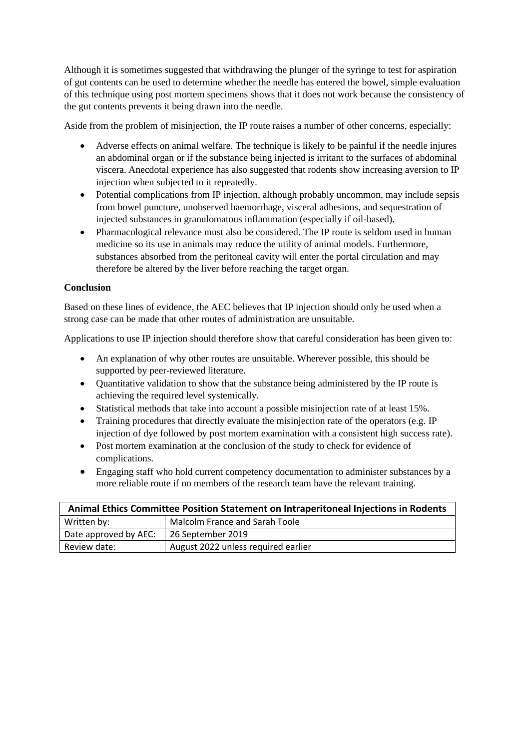Although it is sometimes suggested that withdrawing the plunger of the syringe to test for aspiration of gut contents can be used to determine whether the needle has entered the bowel, simple evaluation of this technique using post mortem specimens shows that it does not work because the consistency of the gut contents prevents it being drawn into the needle.

Aside from the problem of misinjection, the IP route raises a number of other concerns, especially:

- Adverse effects on animal welfare. The technique is likely to be painful if the needle injures an abdominal organ or if the substance being injected is irritant to the surfaces of abdominal viscera. Anecdotal experience has also suggested that rodents show increasing aversion to IP injection when subjected to it repeatedly.
- Potential complications from IP injection, although probably uncommon, may include sepsis from bowel puncture, unobserved haemorrhage, visceral adhesions, and sequestration of injected substances in granulomatous inflammation (especially if oil-based).
- Pharmacological relevance must also be considered. The IP route is seldom used in human medicine so its use in animals may reduce the utility of animal models. Furthermore, substances absorbed from the peritoneal cavity will enter the portal circulation and may therefore be altered by the liver before reaching the target organ.

**Conclusion**

Based on these lines of evidence, the AEC believes that IP injection should only be used when a strong case can be made that other routes of administration are unsuitable.

Applications to use IP injection should therefore show that careful consideration has been given to:

- An explanation of why other routes are unsuitable. Wherever possible, this should be supported by peer-reviewed literature.
- Quantitative validation to show that the substance being administered by the IP route is achieving the required level systemically.
- Statistical methods that take into account a possible misinjection rate of at least 15%.
- Training procedures that directly evaluate the misinjection rate of the operators (e.g. IP injection of dye followed by post mortem examination with a consistent high success rate).
- Post mortem examination at the conclusion of the study to check for evidence of complications.
- Engaging staff who hold current competency documentation to administer substances by a more reliable route if no members of the research team have the relevant training.

| Animal Ethics Committee Position Statement on Intraperitoneal Injections in Rodents | |
|---|---|
| Written by: | Malcolm France and Sarah Toole |
| Date approved by AEC: | 26 September 2019 |
| Review date: | August 2022 unless required earlier |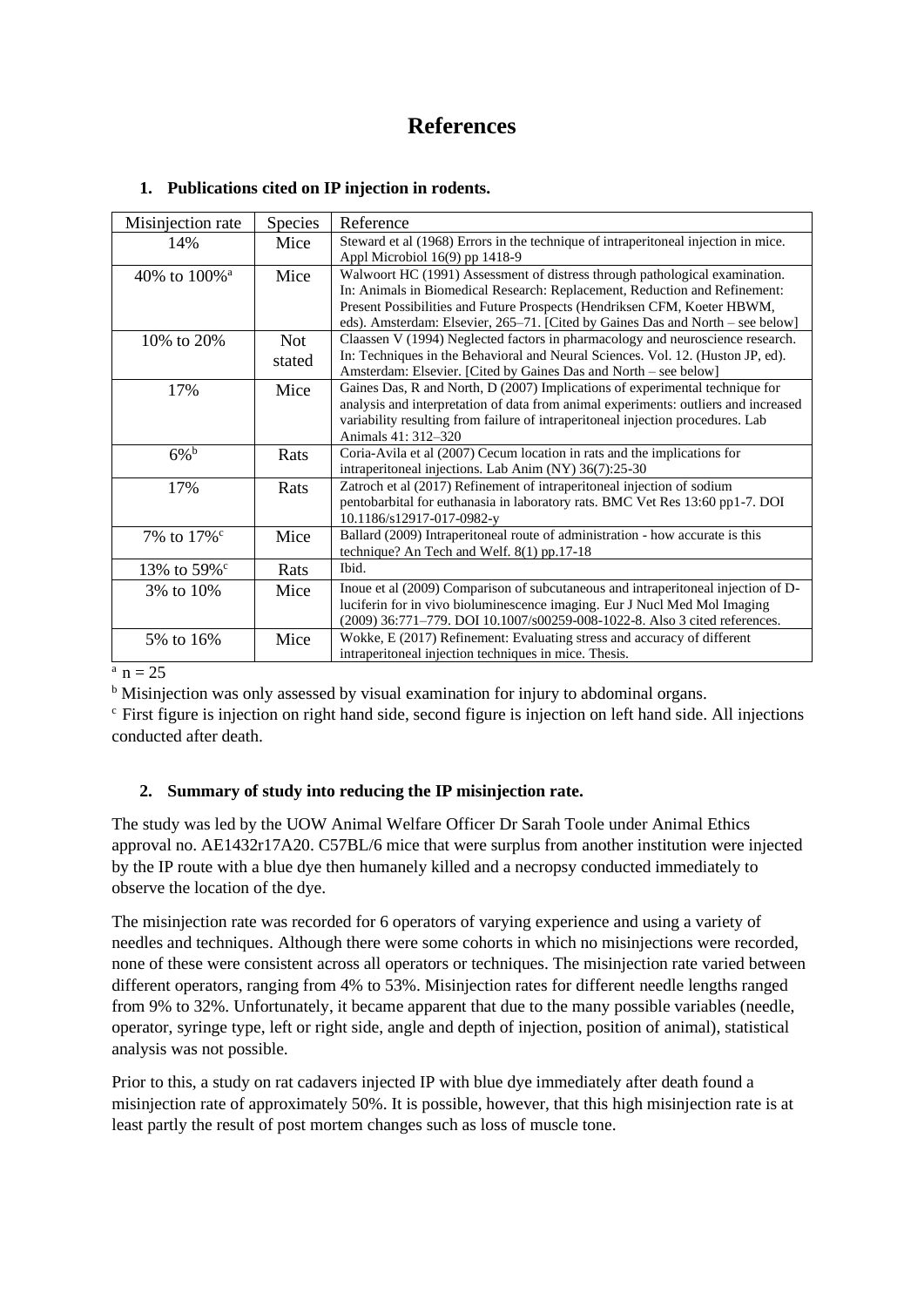# References

## 1. Publications cited on IP injection in rodents.

| Misinjection rate | Species | Reference |
|---|---|---|
| 14% | Mice | Steward et al (1968) Errors in the technique of intraperitoneal injection in mice. Appl Microbiol 16(9) pp 1418-9 |
| 40% to 100%[a] | Mice | Walwoort HC (1991) Assessment of distress through pathological examination. In: Animals in Biomedical Research: Replacement, Reduction and Refinement: Present Possibilities and Future Prospects (Hendriksen CFM, Koeter HBWM, eds). Amsterdam: Elsevier, 265–71. [Cited by Gaines Das and North – see below] |
| 10% to 20% | Not stated | Claassen V (1994) Neglected factors in pharmacology and neuroscience research. In: Techniques in the Behavioral and Neural Sciences. Vol. 12. (Huston JP, ed). Amsterdam: Elsevier. [Cited by Gaines Das and North – see below] |
| 17% | Mice | Gaines Das, R and North, D (2007) Implications of experimental technique for analysis and interpretation of data from animal experiments: outliers and increased variability resulting from failure of intraperitoneal injection procedures. Lab Animals 41: 312–320 |
| 6%[b] | Rats | Coria-Avila et al (2007) Cecum location in rats and the implications for intraperitoneal injections. Lab Anim (NY) 36(7):25-30 |
| 17% | Rats | Zatroch et al (2017) Refinement of intraperitoneal injection of sodium pentobarbital for euthanasia in laboratory rats. BMC Vet Res 13:60 pp1-7. DOI 10.1186/s12917-017-0982-y |
| 7% to 17%[c] | Mice | Ballard (2009) Intraperitoneal route of administration - how accurate is this technique? An Tech and Welf. 8(1) pp.17-18 |
| 13% to 59%[c] | Rats | Ibid. |
| 3% to 10% | Mice | Inoue et al (2009) Comparison of subcutaneous and intraperitoneal injection of D-luciferin for in vivo bioluminescence imaging. Eur J Nucl Med Mol Imaging (2009) 36:771–779. DOI 10.1007/s00259-008-1022-8. Also 3 cited references. |
| 5% to 16% | Mice | Wokke, E (2017) Refinement: Evaluating stress and accuracy of different intraperitoneal injection techniques in mice. Thesis. |

[a] n = 25

[b] Misinjection was only assessed by visual examination for injury to abdominal organs.

[c] First figure is injection on right hand side, second figure is injection on left hand side. All injections conducted after death.

## 2. Summary of study into reducing the IP misinjection rate.

The study was led by the UOW Animal Welfare Officer Dr Sarah Toole under Animal Ethics approval no. AE1432r17A20. C57BL/6 mice that were surplus from another institution were injected by the IP route with a blue dye then humanely killed and a necropsy conducted immediately to observe the location of the dye.

The misinjection rate was recorded for 6 operators of varying experience and using a variety of needles and techniques. Although there were some cohorts in which no misinjections were recorded, none of these were consistent across all operators or techniques. The misinjection rate varied between different operators, ranging from 4% to 53%. Misinjection rates for different needle lengths ranged from 9% to 32%. Unfortunately, it became apparent that due to the many possible variables (needle, operator, syringe type, left or right side, angle and depth of injection, position of animal), statistical analysis was not possible.

Prior to this, a study on rat cadavers injected IP with blue dye immediately after death found a misinjection rate of approximately 50%. It is possible, however, that this high misinjection rate is at least partly the result of post mortem changes such as loss of muscle tone.